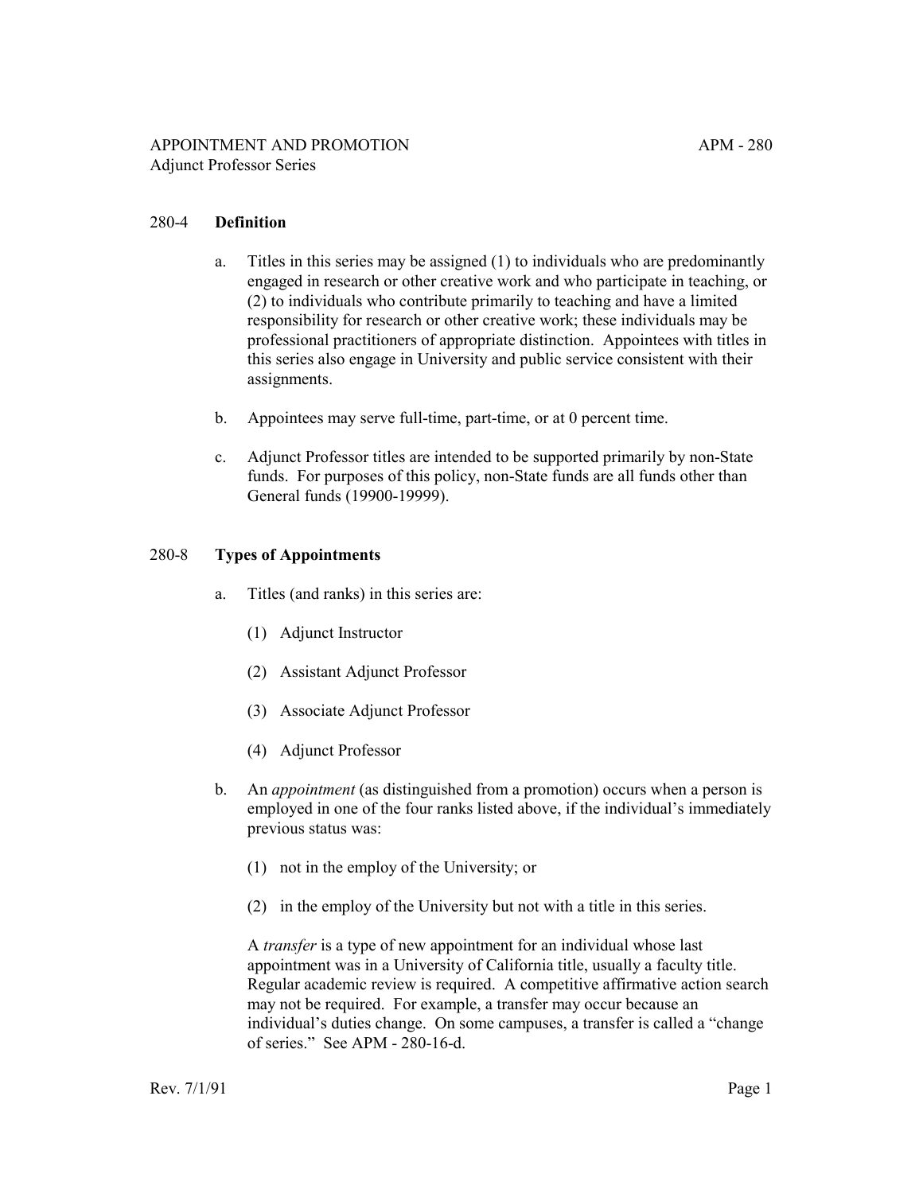# APPOINTMENT AND PROMOTION

## Adjunct Professor Series

### 280-4 Definition

a. Titles in this series may be assigned (1) to individuals who are predominantly engaged in research or other creative work and who participate in teaching, or (2) to individuals who contribute primarily to teaching and have a limited responsibility for research or other creative work; these individuals may be professional practitioners of appropriate distinction. Appointees with titles in this series also engage in University and public service consistent with their assignments.

b. Appointees may serve full-time, part-time, or at 0 percent time.

c. Adjunct Professor titles are intended to be supported primarily by non-State funds. For purposes of this policy, non-State funds are all funds other than General funds (19900-19999).

### 280-8 Types of Appointments

a. Titles (and ranks) in this series are:

   (1) Adjunct Instructor

   (2) Assistant Adjunct Professor

   (3) Associate Adjunct Professor

   (4) Adjunct Professor

b. An *appointment* (as distinguished from a promotion) occurs when a person is employed in one of the four ranks listed above, if the individual's immediately previous status was:

   (1) not in the employ of the University; or

   (2) in the employ of the University but not with a title in this series.

   A *transfer* is a type of new appointment for an individual whose last appointment was in a University of California title, usually a faculty title. Regular academic review is required. A competitive affirmative action search may not be required. For example, a transfer may occur because an individual's duties change. On some campuses, a transfer is called a "change of series." See APM - 280-16-d.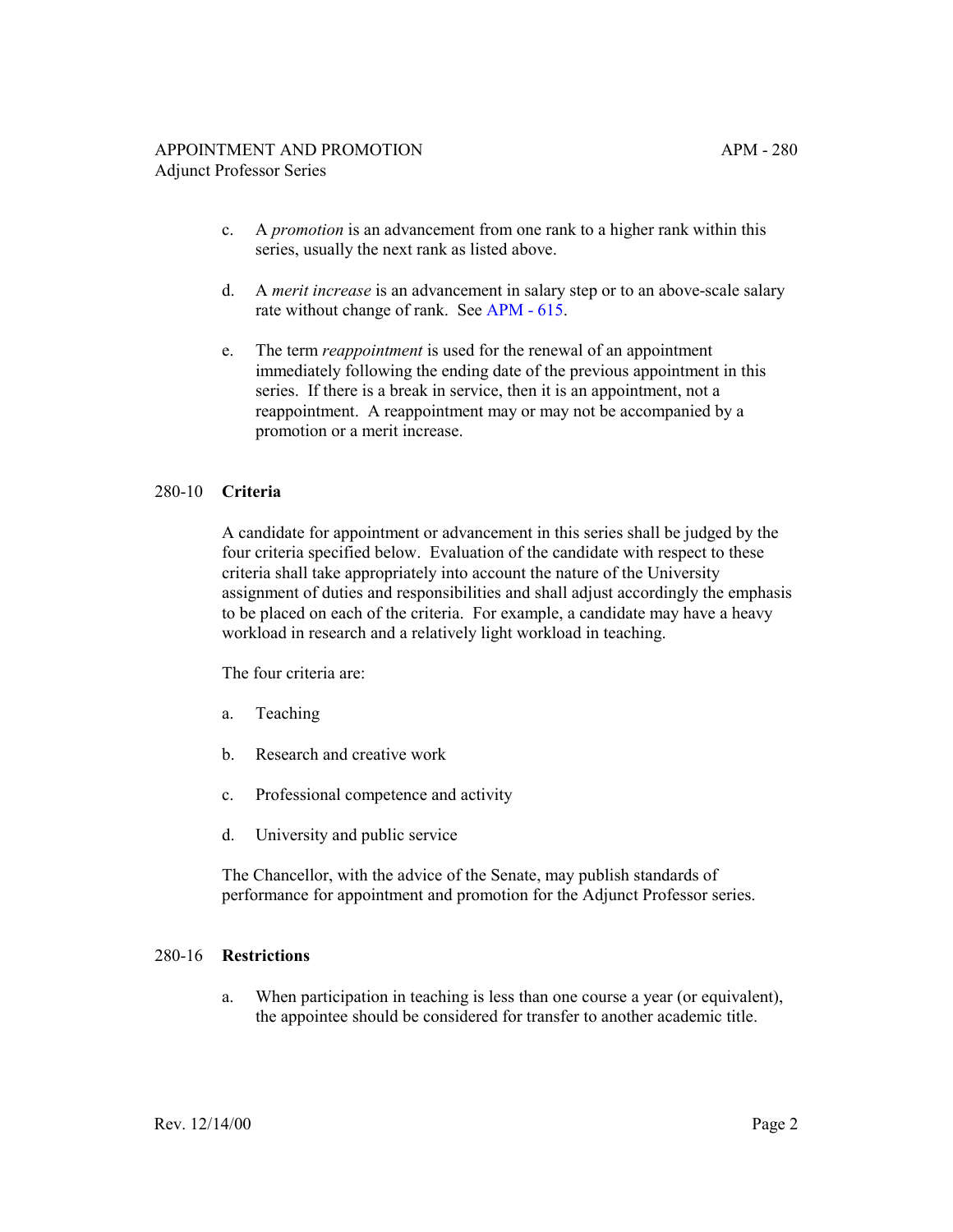c. A *promotion* is an advancement from one rank to a higher rank within this series, usually the next rank as listed above.

d. A *merit increase* is an advancement in salary step or to an above-scale salary rate without change of rank. See APM - 615.

e. The term *reappointment* is used for the renewal of an appointment immediately following the ending date of the previous appointment in this series. If there is a break in service, then it is an appointment, not a reappointment. A reappointment may or may not be accompanied by a promotion or a merit increase.

## 280-10 **Criteria**

A candidate for appointment or advancement in this series shall be judged by the four criteria specified below. Evaluation of the candidate with respect to these criteria shall take appropriately into account the nature of the University assignment of duties and responsibilities and shall adjust accordingly the emphasis to be placed on each of the criteria. For example, a candidate may have a heavy workload in research and a relatively light workload in teaching.

The four criteria are:

a. Teaching

b. Research and creative work

c. Professional competence and activity

d. University and public service

The Chancellor, with the advice of the Senate, may publish standards of performance for appointment and promotion for the Adjunct Professor series.

## 280-16 **Restrictions**

a. When participation in teaching is less than one course a year (or equivalent), the appointee should be considered for transfer to another academic title.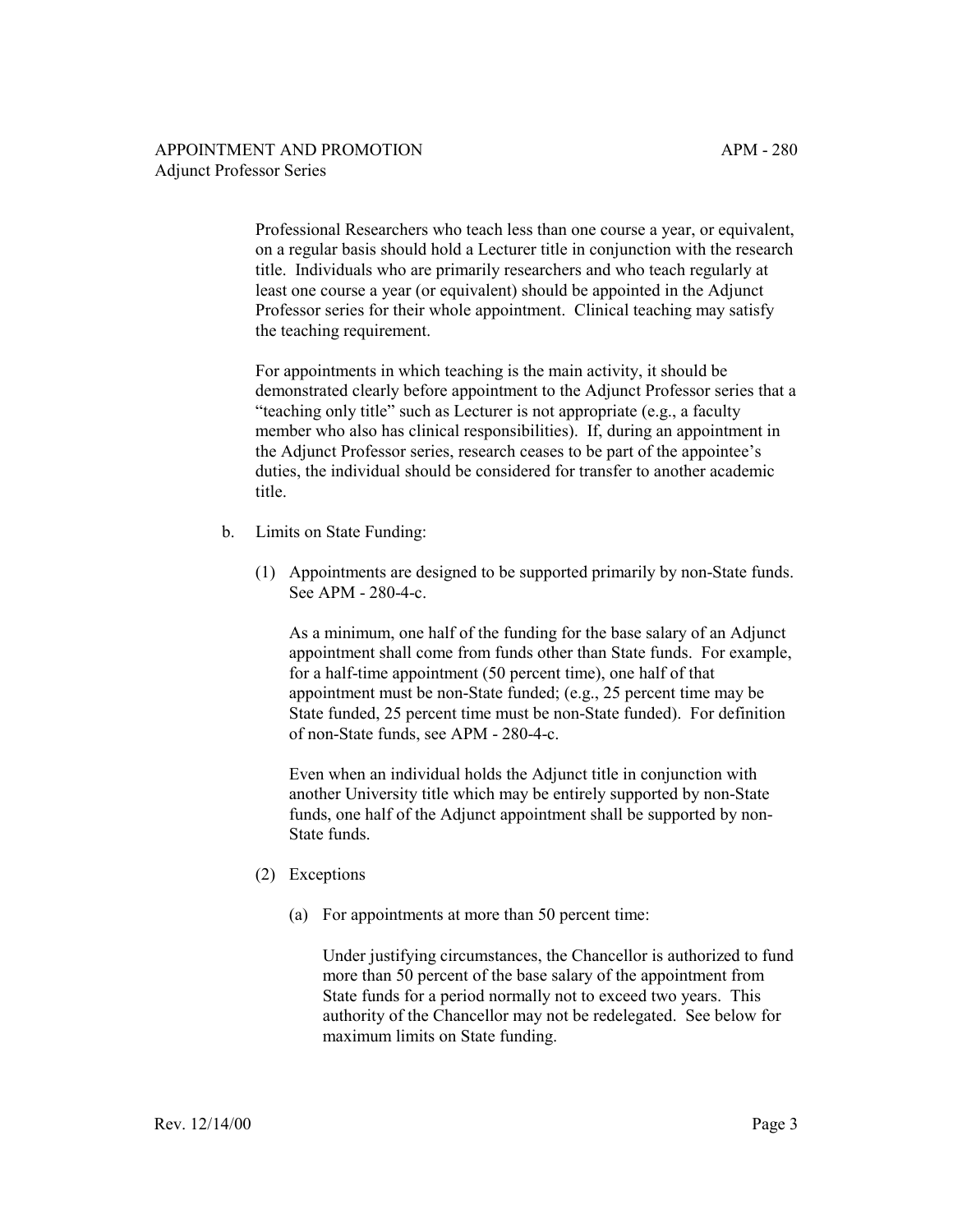Professional Researchers who teach less than one course a year, or equivalent, on a regular basis should hold a Lecturer title in conjunction with the research title. Individuals who are primarily researchers and who teach regularly at least one course a year (or equivalent) should be appointed in the Adjunct Professor series for their whole appointment. Clinical teaching may satisfy the teaching requirement.

For appointments in which teaching is the main activity, it should be demonstrated clearly before appointment to the Adjunct Professor series that a "teaching only title" such as Lecturer is not appropriate (e.g., a faculty member who also has clinical responsibilities). If, during an appointment in the Adjunct Professor series, research ceases to be part of the appointee's duties, the individual should be considered for transfer to another academic title.

b. Limits on State Funding:

(1) Appointments are designed to be supported primarily by non-State funds. See APM - 280-4-c.

As a minimum, one half of the funding for the base salary of an Adjunct appointment shall come from funds other than State funds. For example, for a half-time appointment (50 percent time), one half of that appointment must be non-State funded; (e.g., 25 percent time may be State funded, 25 percent time must be non-State funded). For definition of non-State funds, see APM - 280-4-c.

Even when an individual holds the Adjunct title in conjunction with another University title which may be entirely supported by non-State funds, one half of the Adjunct appointment shall be supported by non-State funds.

(2) Exceptions

(a) For appointments at more than 50 percent time:

Under justifying circumstances, the Chancellor is authorized to fund more than 50 percent of the base salary of the appointment from State funds for a period normally not to exceed two years. This authority of the Chancellor may not be redelegated. See below for maximum limits on State funding.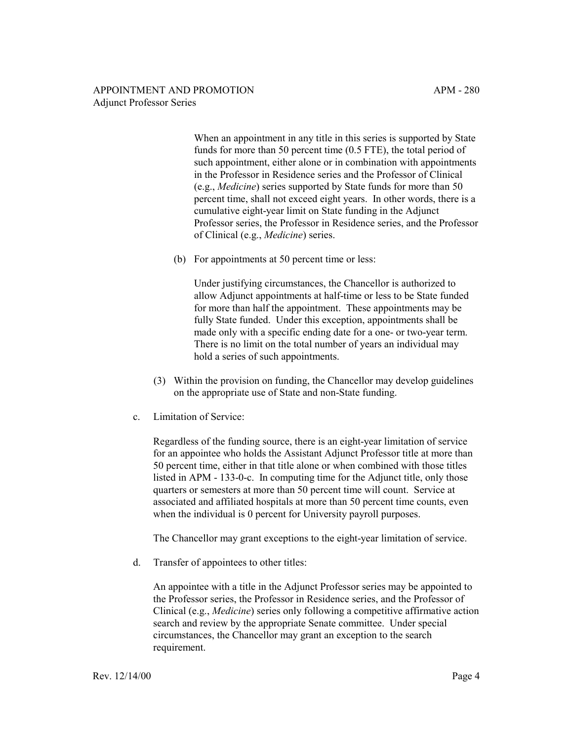When an appointment in any title in this series is supported by State funds for more than 50 percent time (0.5 FTE), the total period of such appointment, either alone or in combination with appointments in the Professor in Residence series and the Professor of Clinical (e.g., *Medicine*) series supported by State funds for more than 50 percent time, shall not exceed eight years. In other words, there is a cumulative eight-year limit on State funding in the Adjunct Professor series, the Professor in Residence series, and the Professor of Clinical (e.g., *Medicine*) series.

(b) For appointments at 50 percent time or less:

Under justifying circumstances, the Chancellor is authorized to allow Adjunct appointments at half-time or less to be State funded for more than half the appointment. These appointments may be fully State funded. Under this exception, appointments shall be made only with a specific ending date for a one- or two-year term. There is no limit on the total number of years an individual may hold a series of such appointments.

(3) Within the provision on funding, the Chancellor may develop guidelines on the appropriate use of State and non-State funding.

c. Limitation of Service:

Regardless of the funding source, there is an eight-year limitation of service for an appointee who holds the Assistant Adjunct Professor title at more than 50 percent time, either in that title alone or when combined with those titles listed in APM - 133-0-c. In computing time for the Adjunct title, only those quarters or semesters at more than 50 percent time will count. Service at associated and affiliated hospitals at more than 50 percent time counts, even when the individual is 0 percent for University payroll purposes.

The Chancellor may grant exceptions to the eight-year limitation of service.

d. Transfer of appointees to other titles:

An appointee with a title in the Adjunct Professor series may be appointed to the Professor series, the Professor in Residence series, and the Professor of Clinical (e.g., *Medicine*) series only following a competitive affirmative action search and review by the appropriate Senate committee. Under special circumstances, the Chancellor may grant an exception to the search requirement.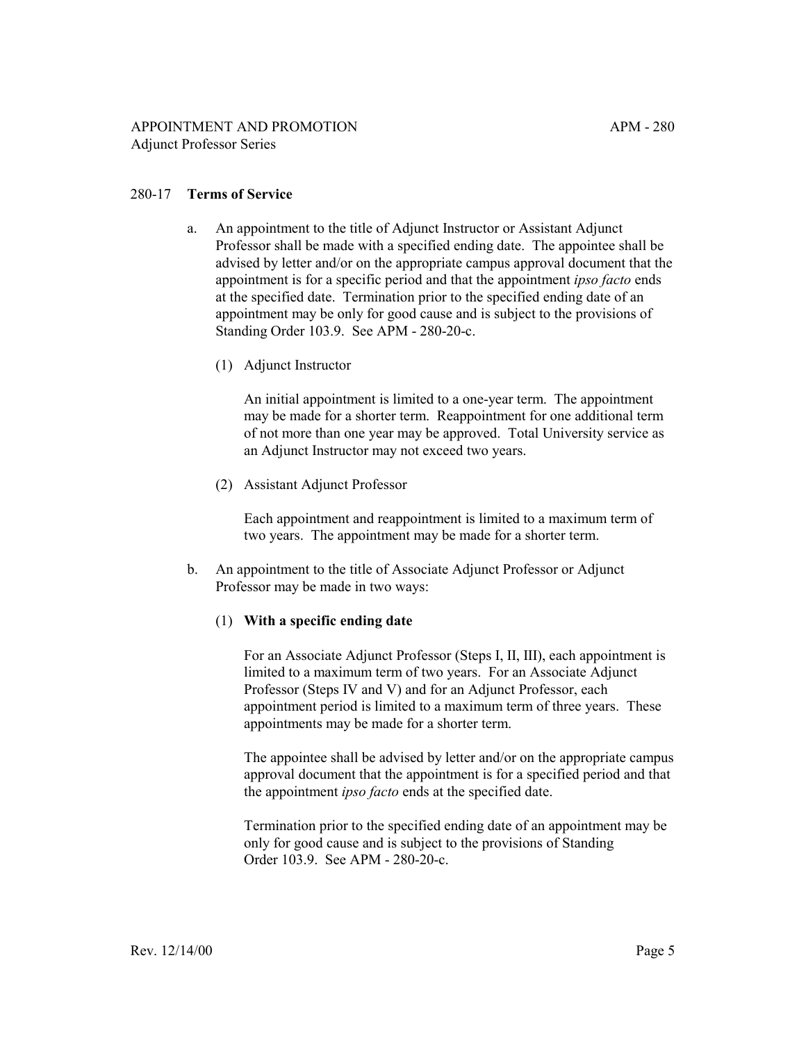## 280-17 **Terms of Service**

a. An appointment to the title of Adjunct Instructor or Assistant Adjunct Professor shall be made with a specified ending date. The appointee shall be advised by letter and/or on the appropriate campus approval document that the appointment is for a specific period and that the appointment *ipso facto* ends at the specified date. Termination prior to the specified ending date of an appointment may be only for good cause and is subject to the provisions of Standing Order 103.9. See APM - 280-20-c.

   (1) Adjunct Instructor

   An initial appointment is limited to a one-year term. The appointment may be made for a shorter term. Reappointment for one additional term of not more than one year may be approved. Total University service as an Adjunct Instructor may not exceed two years.

   (2) Assistant Adjunct Professor

   Each appointment and reappointment is limited to a maximum term of two years. The appointment may be made for a shorter term.

b. An appointment to the title of Associate Adjunct Professor or Adjunct Professor may be made in two ways:

   (1) **With a specific ending date**

   For an Associate Adjunct Professor (Steps I, II, III), each appointment is limited to a maximum term of two years. For an Associate Adjunct Professor (Steps IV and V) and for an Adjunct Professor, each appointment period is limited to a maximum term of three years. These appointments may be made for a shorter term.

   The appointee shall be advised by letter and/or on the appropriate campus approval document that the appointment is for a specified period and that the appointment *ipso facto* ends at the specified date.

   Termination prior to the specified ending date of an appointment may be only for good cause and is subject to the provisions of Standing Order 103.9. See APM - 280-20-c.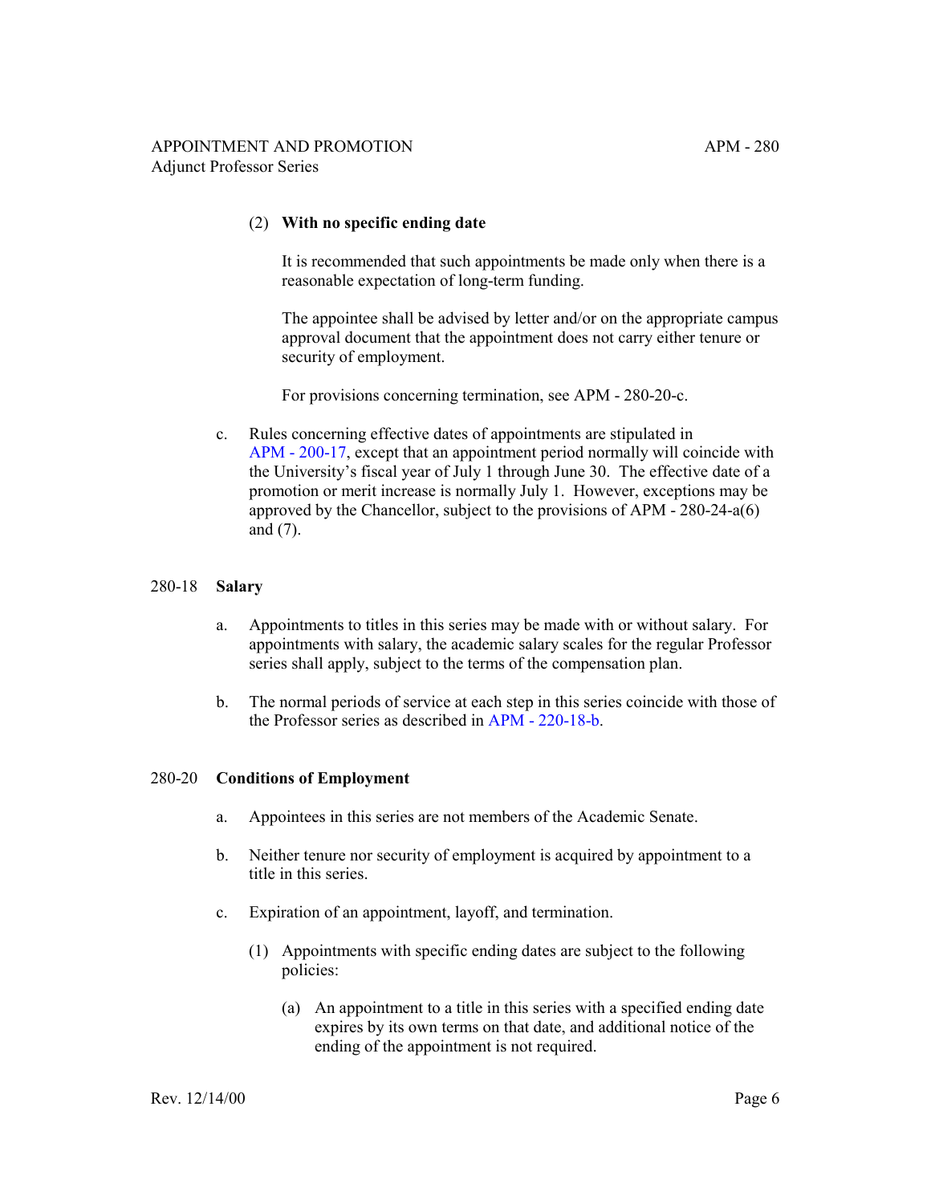(2) **With no specific ending date**

It is recommended that such appointments be made only when there is a reasonable expectation of long-term funding.

The appointee shall be advised by letter and/or on the appropriate campus approval document that the appointment does not carry either tenure or security of employment.

For provisions concerning termination, see APM - 280-20-c.

c. Rules concerning effective dates of appointments are stipulated in APM - 200-17, except that an appointment period normally will coincide with the University's fiscal year of July 1 through June 30. The effective date of a promotion or merit increase is normally July 1. However, exceptions may be approved by the Chancellor, subject to the provisions of APM - 280-24-a(6) and (7).

## 280-18 **Salary**

a. Appointments to titles in this series may be made with or without salary. For appointments with salary, the academic salary scales for the regular Professor series shall apply, subject to the terms of the compensation plan.

b. The normal periods of service at each step in this series coincide with those of the Professor series as described in APM - 220-18-b.

## 280-20 **Conditions of Employment**

a. Appointees in this series are not members of the Academic Senate.

b. Neither tenure nor security of employment is acquired by appointment to a title in this series.

c. Expiration of an appointment, layoff, and termination.

(1) Appointments with specific ending dates are subject to the following policies:

(a) An appointment to a title in this series with a specified ending date expires by its own terms on that date, and additional notice of the ending of the appointment is not required.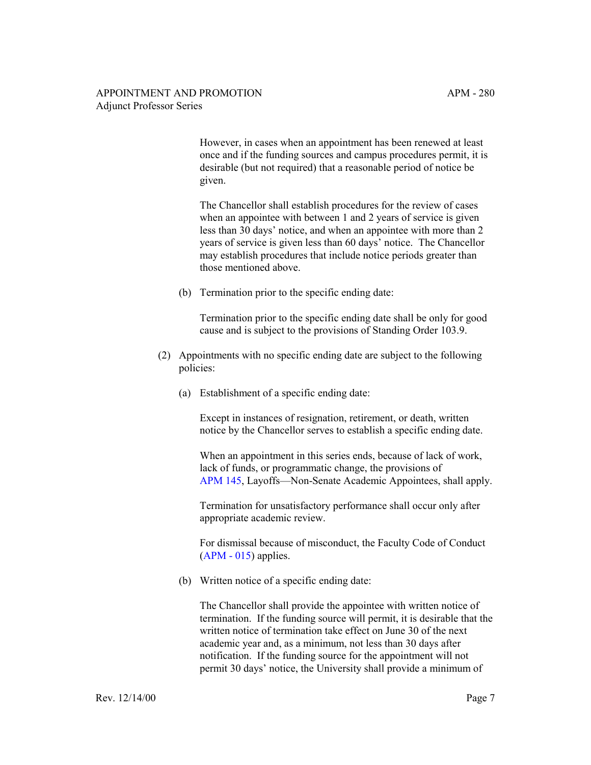However, in cases when an appointment has been renewed at least once and if the funding sources and campus procedures permit, it is desirable (but not required) that a reasonable period of notice be given.

The Chancellor shall establish procedures for the review of cases when an appointee with between 1 and 2 years of service is given less than 30 days' notice, and when an appointee with more than 2 years of service is given less than 60 days' notice. The Chancellor may establish procedures that include notice periods greater than those mentioned above.

(b) Termination prior to the specific ending date:

Termination prior to the specific ending date shall be only for good cause and is subject to the provisions of Standing Order 103.9.

(2) Appointments with no specific ending date are subject to the following policies:

(a) Establishment of a specific ending date:

Except in instances of resignation, retirement, or death, written notice by the Chancellor serves to establish a specific ending date.

When an appointment in this series ends, because of lack of work, lack of funds, or programmatic change, the provisions of APM 145, Layoffs—Non-Senate Academic Appointees, shall apply.

Termination for unsatisfactory performance shall occur only after appropriate academic review.

For dismissal because of misconduct, the Faculty Code of Conduct (APM - 015) applies.

(b) Written notice of a specific ending date:

The Chancellor shall provide the appointee with written notice of termination. If the funding source will permit, it is desirable that the written notice of termination take effect on June 30 of the next academic year and, as a minimum, not less than 30 days after notification. If the funding source for the appointment will not permit 30 days' notice, the University shall provide a minimum of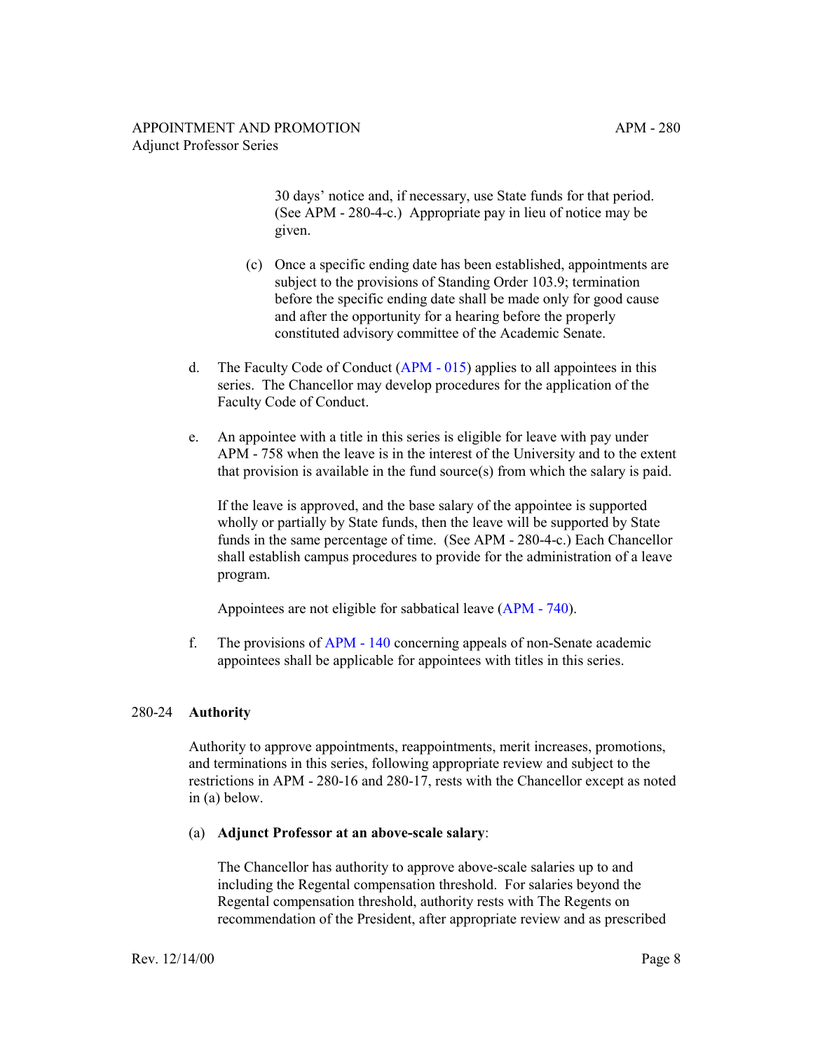30 days' notice and, if necessary, use State funds for that period. (See APM - 280-4-c.) Appropriate pay in lieu of notice may be given.

(c) Once a specific ending date has been established, appointments are subject to the provisions of Standing Order 103.9; termination before the specific ending date shall be made only for good cause and after the opportunity for a hearing before the properly constituted advisory committee of the Academic Senate.

d. The Faculty Code of Conduct (APM - 015) applies to all appointees in this series. The Chancellor may develop procedures for the application of the Faculty Code of Conduct.

e. An appointee with a title in this series is eligible for leave with pay under APM - 758 when the leave is in the interest of the University and to the extent that provision is available in the fund source(s) from which the salary is paid.

   If the leave is approved, and the base salary of the appointee is supported wholly or partially by State funds, then the leave will be supported by State funds in the same percentage of time. (See APM - 280-4-c.) Each Chancellor shall establish campus procedures to provide for the administration of a leave program.

   Appointees are not eligible for sabbatical leave (APM - 740).

f. The provisions of APM - 140 concerning appeals of non-Senate academic appointees shall be applicable for appointees with titles in this series.

## 280-24 **Authority**

Authority to approve appointments, reappointments, merit increases, promotions, and terminations in this series, following appropriate review and subject to the restrictions in APM - 280-16 and 280-17, rests with the Chancellor except as noted in (a) below.

(a) **Adjunct Professor at an above-scale salary**:

The Chancellor has authority to approve above-scale salaries up to and including the Regental compensation threshold. For salaries beyond the Regental compensation threshold, authority rests with The Regents on recommendation of the President, after appropriate review and as prescribed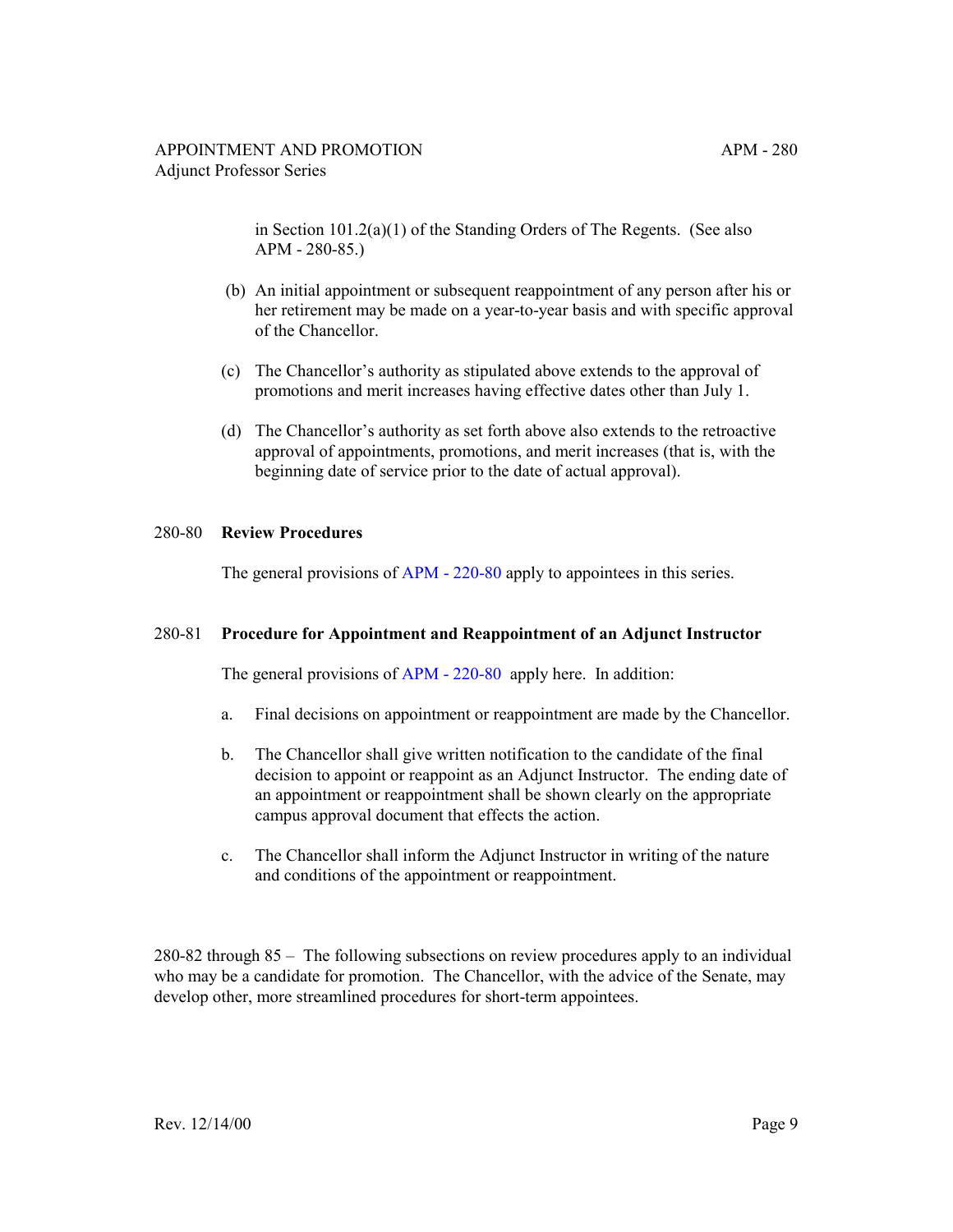in Section 101.2(a)(1) of the Standing Orders of The Regents. (See also APM - 280-85.)

(b) An initial appointment or subsequent reappointment of any person after his or her retirement may be made on a year-to-year basis and with specific approval of the Chancellor.

(c) The Chancellor's authority as stipulated above extends to the approval of promotions and merit increases having effective dates other than July 1.

(d) The Chancellor's authority as set forth above also extends to the retroactive approval of appointments, promotions, and merit increases (that is, with the beginning date of service prior to the date of actual approval).

## 280-80 **Review Procedures**

The general provisions of APM - 220-80 apply to appointees in this series.

## 280-81 **Procedure for Appointment and Reappointment of an Adjunct Instructor**

The general provisions of APM - 220-80 apply here. In addition:

a. Final decisions on appointment or reappointment are made by the Chancellor.

b. The Chancellor shall give written notification to the candidate of the final decision to appoint or reappoint as an Adjunct Instructor. The ending date of an appointment or reappointment shall be shown clearly on the appropriate campus approval document that effects the action.

c. The Chancellor shall inform the Adjunct Instructor in writing of the nature and conditions of the appointment or reappointment.

280-82 through 85 – The following subsections on review procedures apply to an individual who may be a candidate for promotion. The Chancellor, with the advice of the Senate, may develop other, more streamlined procedures for short-term appointees.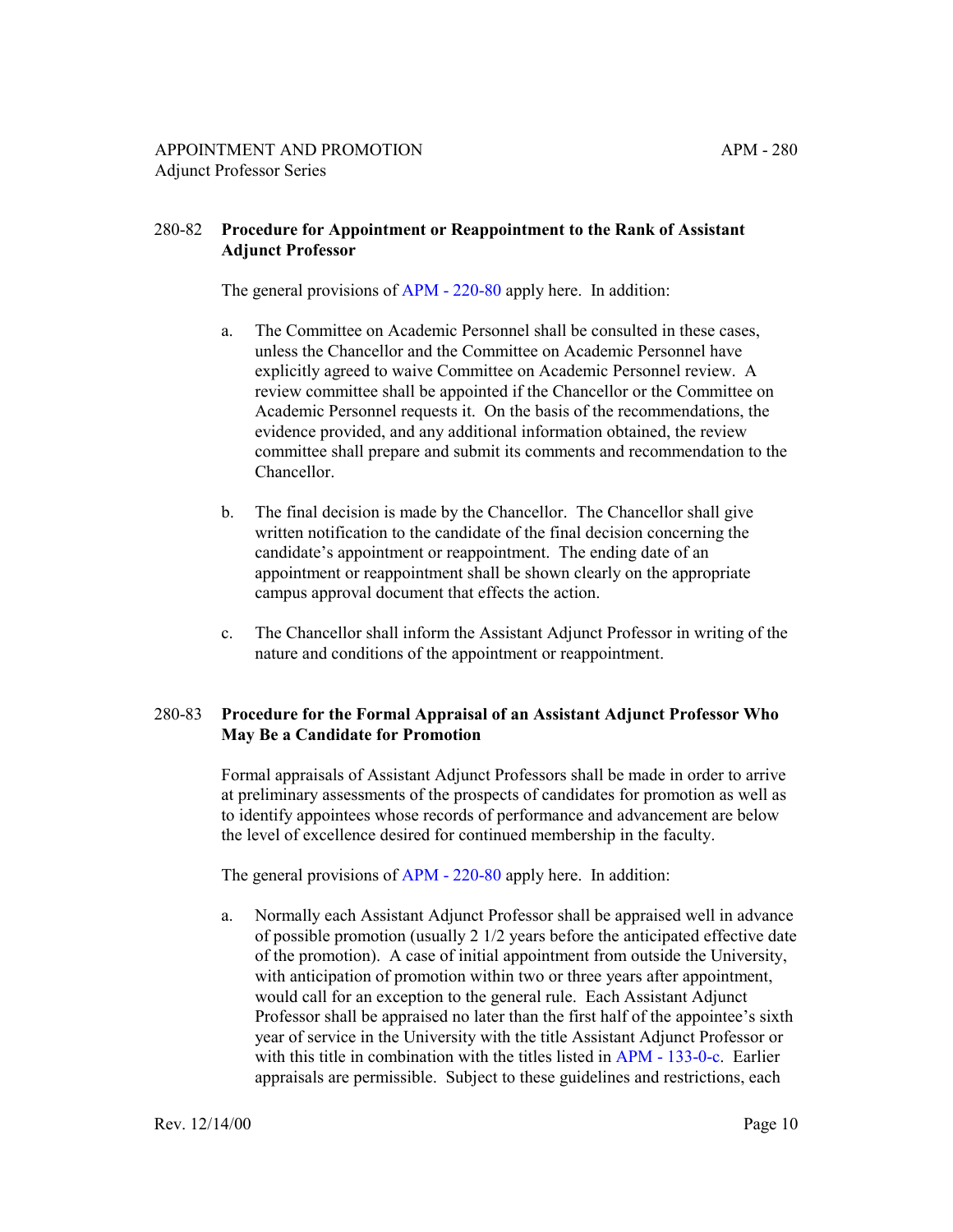## 280-82 Procedure for Appointment or Reappointment to the Rank of Assistant Adjunct Professor

The general provisions of APM - 220-80 apply here. In addition:

a. The Committee on Academic Personnel shall be consulted in these cases, unless the Chancellor and the Committee on Academic Personnel have explicitly agreed to waive Committee on Academic Personnel review. A review committee shall be appointed if the Chancellor or the Committee on Academic Personnel requests it. On the basis of the recommendations, the evidence provided, and any additional information obtained, the review committee shall prepare and submit its comments and recommendation to the Chancellor.

b. The final decision is made by the Chancellor. The Chancellor shall give written notification to the candidate of the final decision concerning the candidate's appointment or reappointment. The ending date of an appointment or reappointment shall be shown clearly on the appropriate campus approval document that effects the action.

c. The Chancellor shall inform the Assistant Adjunct Professor in writing of the nature and conditions of the appointment or reappointment.

## 280-83 Procedure for the Formal Appraisal of an Assistant Adjunct Professor Who May Be a Candidate for Promotion

Formal appraisals of Assistant Adjunct Professors shall be made in order to arrive at preliminary assessments of the prospects of candidates for promotion as well as to identify appointees whose records of performance and advancement are below the level of excellence desired for continued membership in the faculty.

The general provisions of APM - 220-80 apply here. In addition:

a. Normally each Assistant Adjunct Professor shall be appraised well in advance of possible promotion (usually 2 1/2 years before the anticipated effective date of the promotion). A case of initial appointment from outside the University, with anticipation of promotion within two or three years after appointment, would call for an exception to the general rule. Each Assistant Adjunct Professor shall be appraised no later than the first half of the appointee's sixth year of service in the University with the title Assistant Adjunct Professor or with this title in combination with the titles listed in APM - 133-0-c. Earlier appraisals are permissible. Subject to these guidelines and restrictions, each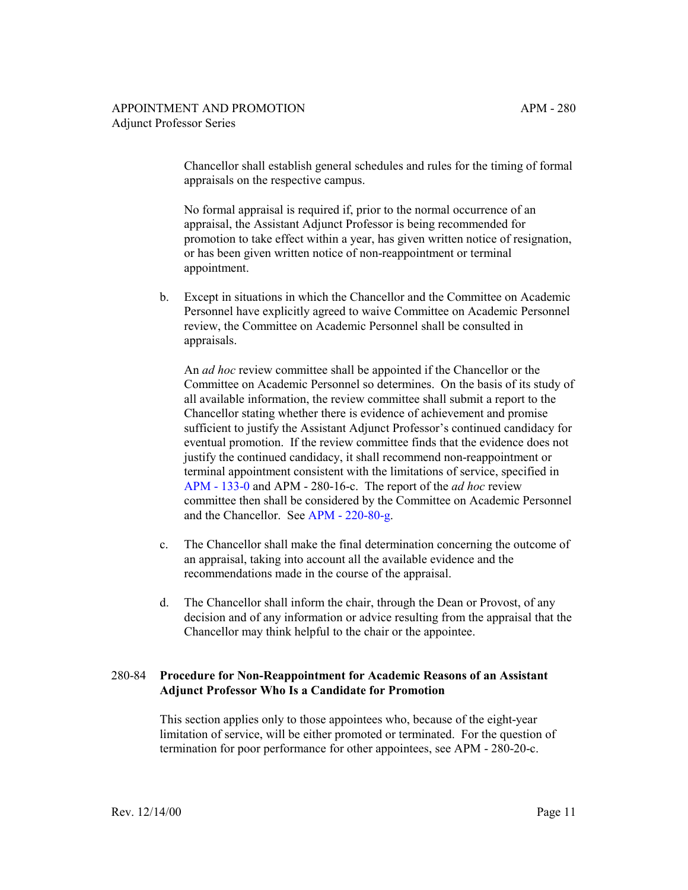Chancellor shall establish general schedules and rules for the timing of formal appraisals on the respective campus.

No formal appraisal is required if, prior to the normal occurrence of an appraisal, the Assistant Adjunct Professor is being recommended for promotion to take effect within a year, has given written notice of resignation, or has been given written notice of non-reappointment or terminal appointment.

b. Except in situations in which the Chancellor and the Committee on Academic Personnel have explicitly agreed to waive Committee on Academic Personnel review, the Committee on Academic Personnel shall be consulted in appraisals.

   An *ad hoc* review committee shall be appointed if the Chancellor or the Committee on Academic Personnel so determines. On the basis of its study of all available information, the review committee shall submit a report to the Chancellor stating whether there is evidence of achievement and promise sufficient to justify the Assistant Adjunct Professor's continued candidacy for eventual promotion. If the review committee finds that the evidence does not justify the continued candidacy, it shall recommend non-reappointment or terminal appointment consistent with the limitations of service, specified in APM - 133-0 and APM - 280-16-c. The report of the *ad hoc* review committee then shall be considered by the Committee on Academic Personnel and the Chancellor. See APM - 220-80-g.

c. The Chancellor shall make the final determination concerning the outcome of an appraisal, taking into account all the available evidence and the recommendations made in the course of the appraisal.

d. The Chancellor shall inform the chair, through the Dean or Provost, of any decision and of any information or advice resulting from the appraisal that the Chancellor may think helpful to the chair or the appointee.

## 280-84 Procedure for Non-Reappointment for Academic Reasons of an Assistant Adjunct Professor Who Is a Candidate for Promotion

This section applies only to those appointees who, because of the eight-year limitation of service, will be either promoted or terminated. For the question of termination for poor performance for other appointees, see APM - 280-20-c.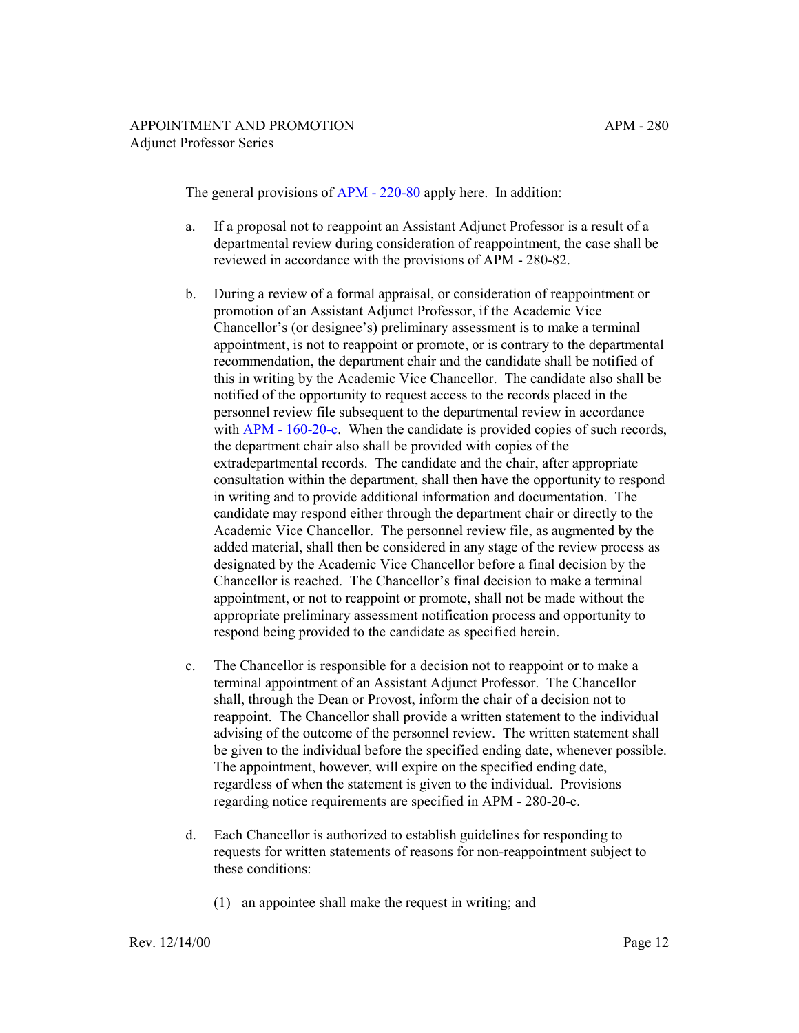The general provisions of APM - 220-80 apply here. In addition:

a. If a proposal not to reappoint an Assistant Adjunct Professor is a result of a departmental review during consideration of reappointment, the case shall be reviewed in accordance with the provisions of APM - 280-82.

b. During a review of a formal appraisal, or consideration of reappointment or promotion of an Assistant Adjunct Professor, if the Academic Vice Chancellor's (or designee's) preliminary assessment is to make a terminal appointment, is not to reappoint or promote, or is contrary to the departmental recommendation, the department chair and the candidate shall be notified of this in writing by the Academic Vice Chancellor. The candidate also shall be notified of the opportunity to request access to the records placed in the personnel review file subsequent to the departmental review in accordance with APM - 160-20-c. When the candidate is provided copies of such records, the department chair also shall be provided with copies of the extradepartmental records. The candidate and the chair, after appropriate consultation within the department, shall then have the opportunity to respond in writing and to provide additional information and documentation. The candidate may respond either through the department chair or directly to the Academic Vice Chancellor. The personnel review file, as augmented by the added material, shall then be considered in any stage of the review process as designated by the Academic Vice Chancellor before a final decision by the Chancellor is reached. The Chancellor's final decision to make a terminal appointment, or not to reappoint or promote, shall not be made without the appropriate preliminary assessment notification process and opportunity to respond being provided to the candidate as specified herein.

c. The Chancellor is responsible for a decision not to reappoint or to make a terminal appointment of an Assistant Adjunct Professor. The Chancellor shall, through the Dean or Provost, inform the chair of a decision not to reappoint. The Chancellor shall provide a written statement to the individual advising of the outcome of the personnel review. The written statement shall be given to the individual before the specified ending date, whenever possible. The appointment, however, will expire on the specified ending date, regardless of when the statement is given to the individual. Provisions regarding notice requirements are specified in APM - 280-20-c.

d. Each Chancellor is authorized to establish guidelines for responding to requests for written statements of reasons for non-reappointment subject to these conditions:

   (1) an appointee shall make the request in writing; and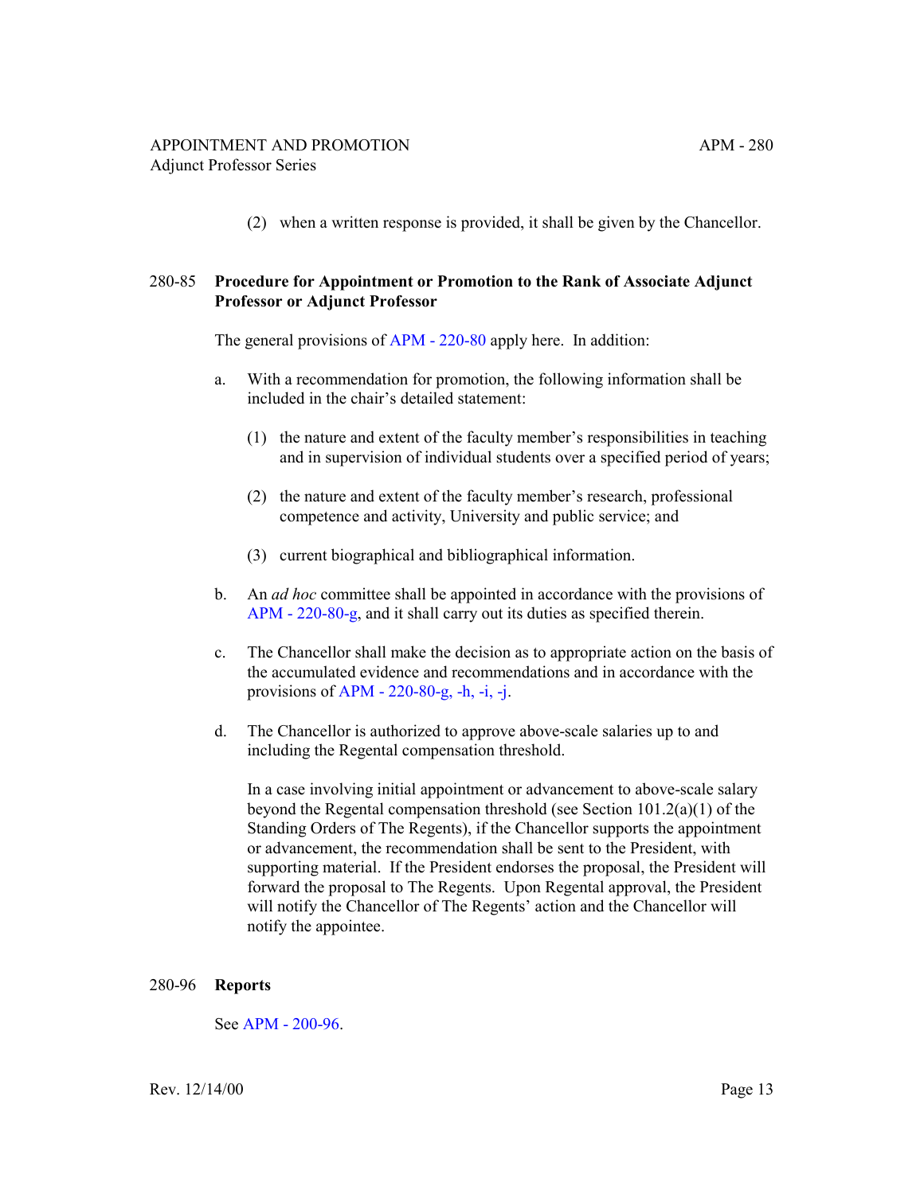(2) when a written response is provided, it shall be given by the Chancellor.

## 280-85 Procedure for Appointment or Promotion to the Rank of Associate Adjunct Professor or Adjunct Professor

The general provisions of APM - 220-80 apply here. In addition:

a. With a recommendation for promotion, the following information shall be included in the chair's detailed statement:

   (1) the nature and extent of the faculty member's responsibilities in teaching and in supervision of individual students over a specified period of years;

   (2) the nature and extent of the faculty member's research, professional competence and activity, University and public service; and

   (3) current biographical and bibliographical information.

b. An *ad hoc* committee shall be appointed in accordance with the provisions of APM - 220-80-g, and it shall carry out its duties as specified therein.

c. The Chancellor shall make the decision as to appropriate action on the basis of the accumulated evidence and recommendations and in accordance with the provisions of APM - 220-80-g, -h, -i, -j.

d. The Chancellor is authorized to approve above-scale salaries up to and including the Regental compensation threshold.

   In a case involving initial appointment or advancement to above-scale salary beyond the Regental compensation threshold (see Section 101.2(a)(1) of the Standing Orders of The Regents), if the Chancellor supports the appointment or advancement, the recommendation shall be sent to the President, with supporting material. If the President endorses the proposal, the President will forward the proposal to The Regents. Upon Regental approval, the President will notify the Chancellor of The Regents' action and the Chancellor will notify the appointee.

## 280-96 Reports

See APM - 200-96.

Rev. 12/14/00